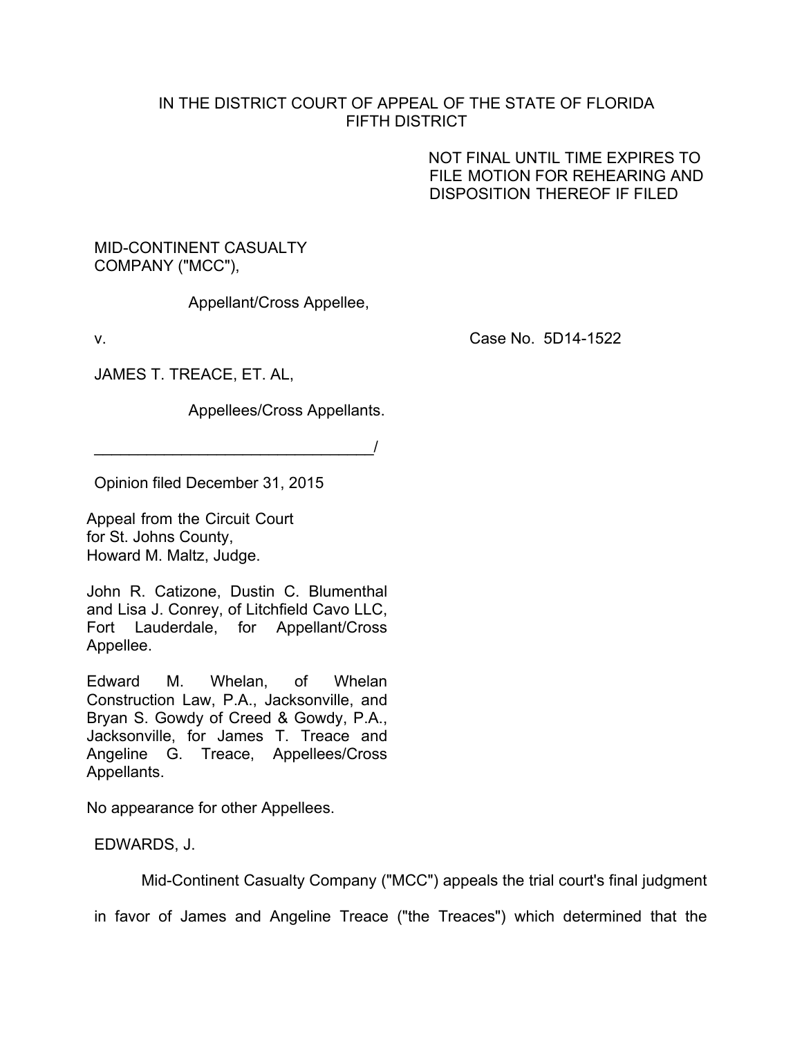IN THE DISTRICT COURT OF APPEAL OF THE STATE OF FLORIDA
FIFTH DISTRICT

NOT FINAL UNTIL TIME EXPIRES TO FILE MOTION FOR REHEARING AND DISPOSITION THEREOF IF FILED

MID-CONTINENT CASUALTY COMPANY ("MCC"),

Appellant/Cross Appellee,

v. Case No. 5D14-1522

JAMES T. TREACE, ET. AL,

Appellees/Cross Appellants.

_________________________________/

Opinion filed December 31, 2015

Appeal from the Circuit Court for St. Johns County, Howard M. Maltz, Judge.

John R. Catizone, Dustin C. Blumenthal and Lisa J. Conrey, of Litchfield Cavo LLC, Fort Lauderdale, for Appellant/Cross Appellee.

Edward M. Whelan, of Whelan Construction Law, P.A., Jacksonville, and Bryan S. Gowdy of Creed & Gowdy, P.A., Jacksonville, for James T. Treace and Angeline G. Treace, Appellees/Cross Appellants.

No appearance for other Appellees.

EDWARDS, J.

Mid-Continent Casualty Company ("MCC") appeals the trial court's final judgment in favor of James and Angeline Treace ("the Treaces") which determined that the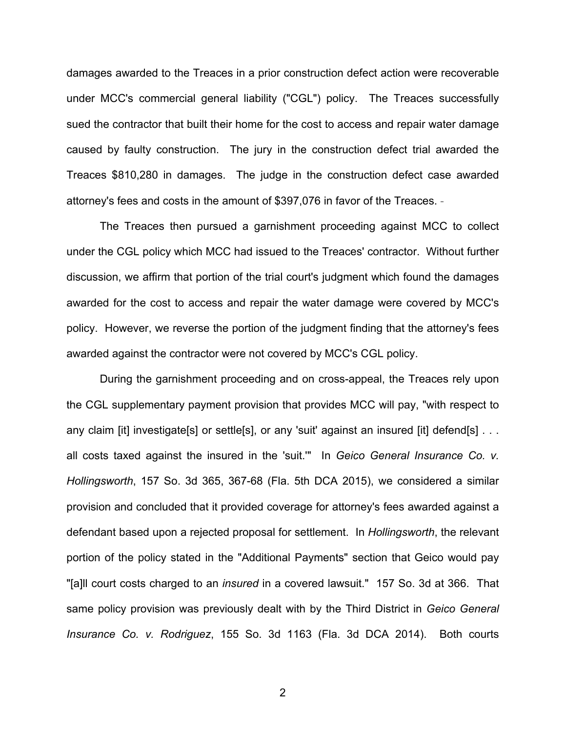damages awarded to the Treaces in a prior construction defect action were recoverable under MCC's commercial general liability ("CGL") policy. The Treaces successfully sued the contractor that built their home for the cost to access and repair water damage caused by faulty construction. The jury in the construction defect trial awarded the Treaces $810,280 in damages. The judge in the construction defect case awarded attorney's fees and costs in the amount of $397,076 in favor of the Treaces.

The Treaces then pursued a garnishment proceeding against MCC to collect under the CGL policy which MCC had issued to the Treaces' contractor. Without further discussion, we affirm that portion of the trial court's judgment which found the damages awarded for the cost to access and repair the water damage were covered by MCC's policy. However, we reverse the portion of the judgment finding that the attorney's fees awarded against the contractor were not covered by MCC's CGL policy.

During the garnishment proceeding and on cross-appeal, the Treaces rely upon the CGL supplementary payment provision that provides MCC will pay, "with respect to any claim [it] investigate[s] or settle[s], or any 'suit' against an insured [it] defend[s] . . . all costs taxed against the insured in the 'suit.'" In *Geico General Insurance Co. v. Hollingsworth*, 157 So. 3d 365, 367-68 (Fla. 5th DCA 2015), we considered a similar provision and concluded that it provided coverage for attorney's fees awarded against a defendant based upon a rejected proposal for settlement. In *Hollingsworth*, the relevant portion of the policy stated in the "Additional Payments" section that Geico would pay "[a]ll court costs charged to an *insured* in a covered lawsuit." 157 So. 3d at 366. That same policy provision was previously dealt with by the Third District in *Geico General Insurance Co. v. Rodriguez*, 155 So. 3d 1163 (Fla. 3d DCA 2014). Both courts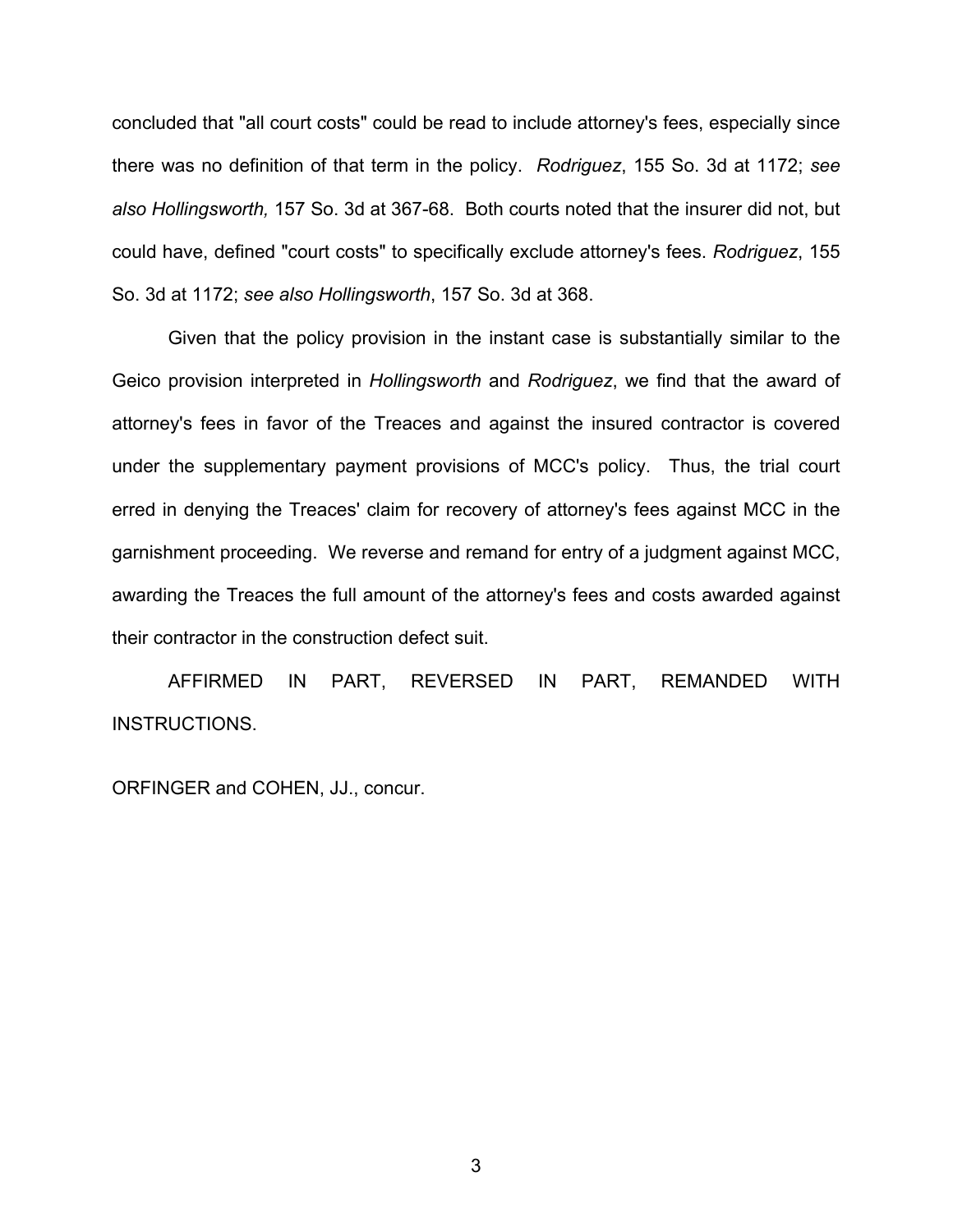concluded that "all court costs" could be read to include attorney's fees, especially since there was no definition of that term in the policy. *Rodriguez*, 155 So. 3d at 1172; *see also Hollingsworth,* 157 So. 3d at 367-68. Both courts noted that the insurer did not, but could have, defined "court costs" to specifically exclude attorney's fees. *Rodriguez*, 155 So. 3d at 1172; *see also Hollingsworth*, 157 So. 3d at 368.

Given that the policy provision in the instant case is substantially similar to the Geico provision interpreted in *Hollingsworth* and *Rodriguez*, we find that the award of attorney's fees in favor of the Treaces and against the insured contractor is covered under the supplementary payment provisions of MCC's policy. Thus, the trial court erred in denying the Treaces' claim for recovery of attorney's fees against MCC in the garnishment proceeding. We reverse and remand for entry of a judgment against MCC, awarding the Treaces the full amount of the attorney's fees and costs awarded against their contractor in the construction defect suit.

AFFIRMED IN PART, REVERSED IN PART, REMANDED WITH INSTRUCTIONS.

ORFINGER and COHEN, JJ., concur.